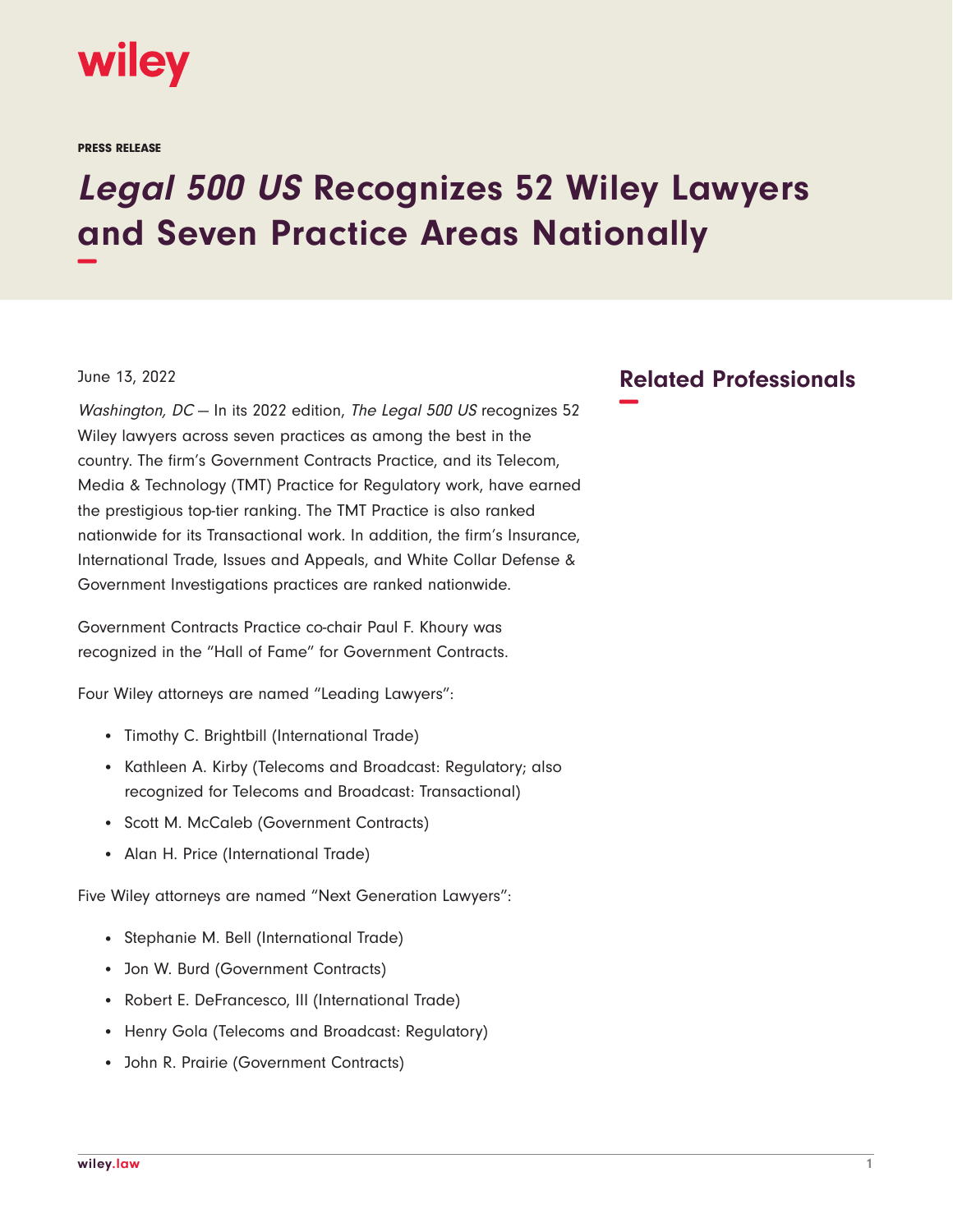wiley

PRESS RELEASE

# *Legal 500 US* Recognizes 52 Wiley Lawyers and Seven Practice Areas Nationally

June 13, 2022

*Washington, DC* — In its 2022 edition, *The Legal 500 US* recognizes 52 Wiley lawyers across seven practices as among the best in the country. The firm's Government Contracts Practice, and its Telecom, Media & Technology (TMT) Practice for Regulatory work, have earned the prestigious top-tier ranking. The TMT Practice is also ranked nationwide for its Transactional work. In addition, the firm's Insurance, International Trade, Issues and Appeals, and White Collar Defense & Government Investigations practices are ranked nationwide.

Government Contracts Practice co-chair Paul F. Khoury was recognized in the "Hall of Fame" for Government Contracts.

Four Wiley attorneys are named "Leading Lawyers":

- Timothy C. Brightbill (International Trade)
- Kathleen A. Kirby (Telecoms and Broadcast: Regulatory; also recognized for Telecoms and Broadcast: Transactional)
- Scott M. McCaleb (Government Contracts)
- Alan H. Price (International Trade)

Five Wiley attorneys are named "Next Generation Lawyers":

- Stephanie M. Bell (International Trade)
- Jon W. Burd (Government Contracts)
- Robert E. DeFrancesco, III (International Trade)
- Henry Gola (Telecoms and Broadcast: Regulatory)
- John R. Prairie (Government Contracts)

## Related Professionals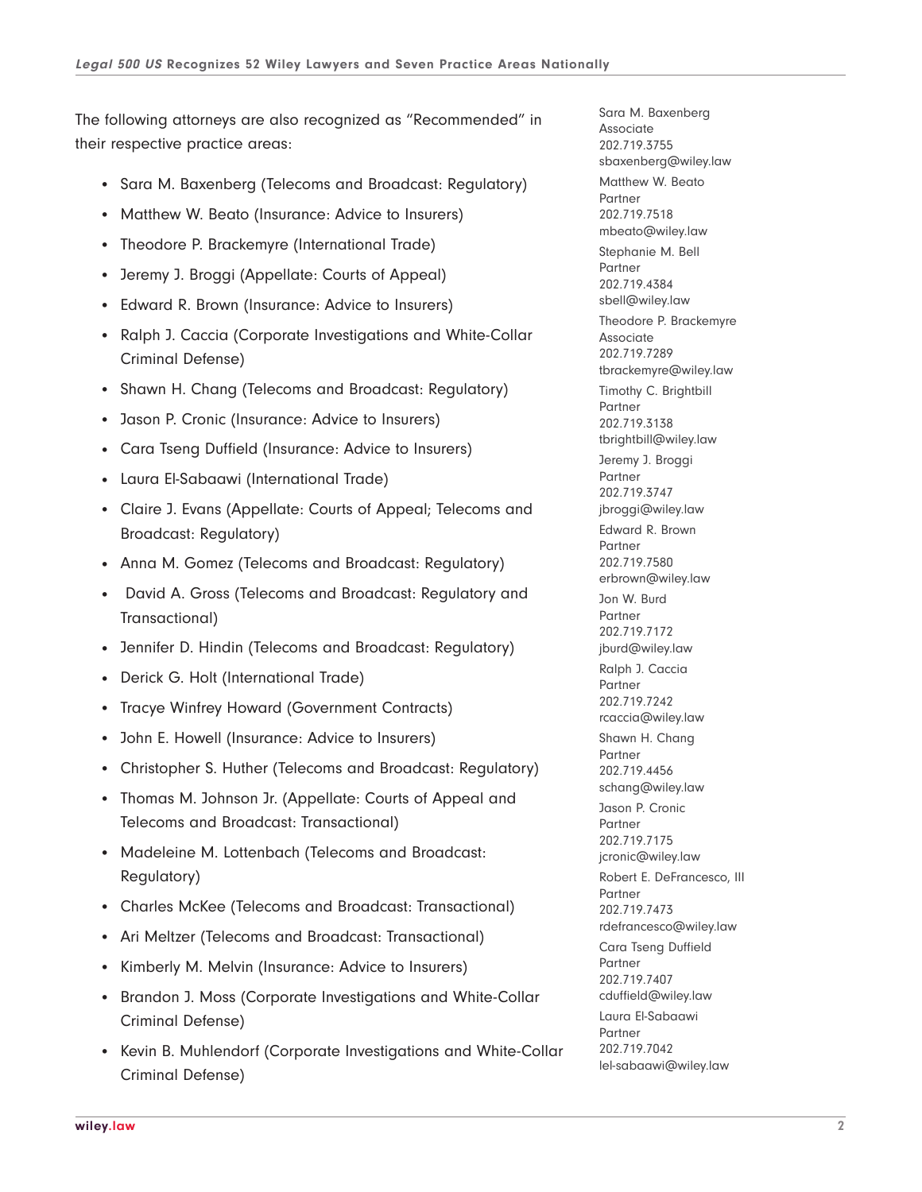The following attorneys are also recognized as “Recommended” in their respective practice areas:

- Sara M. Baxenberg (Telecoms and Broadcast: Regulatory)
- Matthew W. Beato (Insurance: Advice to Insurers)
- Theodore P. Brackemyre (International Trade)
- Jeremy J. Broggi (Appellate: Courts of Appeal)
- Edward R. Brown (Insurance: Advice to Insurers)
- Ralph J. Caccia (Corporate Investigations and White-Collar Criminal Defense)
- Shawn H. Chang (Telecoms and Broadcast: Regulatory)
- Jason P. Cronic (Insurance: Advice to Insurers)
- Cara Tseng Duffield (Insurance: Advice to Insurers)
- Laura El-Sabaawi (International Trade)
- Claire J. Evans (Appellate: Courts of Appeal; Telecoms and Broadcast: Regulatory)
- Anna M. Gomez (Telecoms and Broadcast: Regulatory)
- David A. Gross (Telecoms and Broadcast: Regulatory and Transactional)
- Jennifer D. Hindin (Telecoms and Broadcast: Regulatory)
- Derick G. Holt (International Trade)
- Tracye Winfrey Howard (Government Contracts)
- John E. Howell (Insurance: Advice to Insurers)
- Christopher S. Huther (Telecoms and Broadcast: Regulatory)
- Thomas M. Johnson Jr. (Appellate: Courts of Appeal and Telecoms and Broadcast: Transactional)
- Madeleine M. Lottenbach (Telecoms and Broadcast: Regulatory)
- Charles McKee (Telecoms and Broadcast: Transactional)
- Ari Meltzer (Telecoms and Broadcast: Transactional)
- Kimberly M. Melvin (Insurance: Advice to Insurers)
- Brandon J. Moss (Corporate Investigations and White-Collar Criminal Defense)
- Kevin B. Muhlendorf (Corporate Investigations and White-Collar Criminal Defense)

Sara M. Baxenberg
Associate
202.719.3755
sbaxenberg@wiley.law

Matthew W. Beato
Partner
202.719.7518
mbeato@wiley.law

Stephanie M. Bell
Partner
202.719.4384
sbell@wiley.law

Theodore P. Brackemyre
Associate
202.719.7289
tbrackemyre@wiley.law

Timothy C. Brightbill
Partner
202.719.3138
tbrightbill@wiley.law

Jeremy J. Broggi
Partner
202.719.3747
jbroggi@wiley.law

Edward R. Brown
Partner
202.719.7580
erbrown@wiley.law

Jon W. Burd
Partner
202.719.7172
jburd@wiley.law

Ralph J. Caccia
Partner
202.719.7242
rcaccia@wiley.law

Shawn H. Chang
Partner
202.719.4456
schang@wiley.law

Jason P. Cronic
Partner
202.719.7175
jcronic@wiley.law

Robert E. DeFrancesco, III
Partner
202.719.7473
rdefrancesco@wiley.law

Cara Tseng Duffield
Partner
202.719.7407
cduffield@wiley.law

Laura El-Sabaawi
Partner
202.719.7042
lel-sabaawi@wiley.law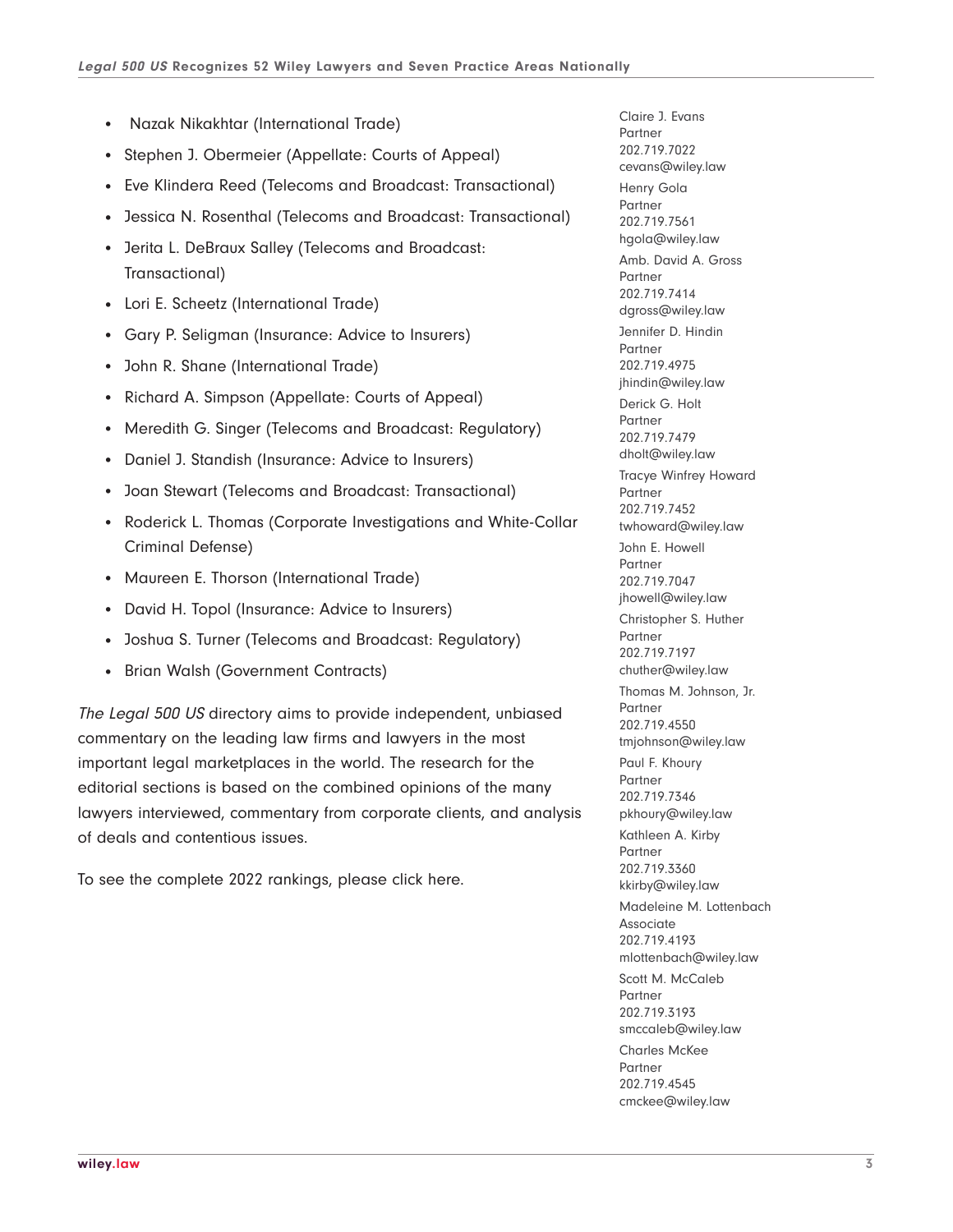- Nazak Nikakhtar (International Trade)
- Stephen J. Obermeier (Appellate: Courts of Appeal)
- Eve Klindera Reed (Telecoms and Broadcast: Transactional)
- Jessica N. Rosenthal (Telecoms and Broadcast: Transactional)
- Jerita L. DeBraux Salley (Telecoms and Broadcast: Transactional)
- Lori E. Scheetz (International Trade)
- Gary P. Seligman (Insurance: Advice to Insurers)
- John R. Shane (International Trade)
- Richard A. Simpson (Appellate: Courts of Appeal)
- Meredith G. Singer (Telecoms and Broadcast: Regulatory)
- Daniel J. Standish (Insurance: Advice to Insurers)
- Joan Stewart (Telecoms and Broadcast: Transactional)
- Roderick L. Thomas (Corporate Investigations and White-Collar Criminal Defense)
- Maureen E. Thorson (International Trade)
- David H. Topol (Insurance: Advice to Insurers)
- Joshua S. Turner (Telecoms and Broadcast: Regulatory)
- Brian Walsh (Government Contracts)

*The Legal 500 US* directory aims to provide independent, unbiased commentary on the leading law firms and lawyers in the most important legal marketplaces in the world. The research for the editorial sections is based on the combined opinions of the many lawyers interviewed, commentary from corporate clients, and analysis of deals and contentious issues.

To see the complete 2022 rankings, please click here.

Claire J. Evans
Partner
202.719.7022
cevans@wiley.law

Henry Gola
Partner
202.719.7561
hgola@wiley.law

Amb. David A. Gross
Partner
202.719.7414
dgross@wiley.law

Jennifer D. Hindin
Partner
202.719.4975
jhindin@wiley.law

Derick G. Holt
Partner
202.719.7479
dholt@wiley.law

Tracye Winfrey Howard
Partner
202.719.7452
twhoward@wiley.law

John E. Howell
Partner
202.719.7047
jhowell@wiley.law

Christopher S. Huther
Partner
202.719.7197
chuther@wiley.law

Thomas M. Johnson, Jr.
Partner
202.719.4550
tmjohnson@wiley.law

Paul F. Khoury
Partner
202.719.7346
pkhoury@wiley.law

Kathleen A. Kirby
Partner
202.719.3360
kkirby@wiley.law

Madeleine M. Lottenbach
Associate
202.719.4193
mlottenbach@wiley.law

Scott M. McCaleb
Partner
202.719.3193
smccaleb@wiley.law

Charles McKee
Partner
202.719.4545
cmckee@wiley.law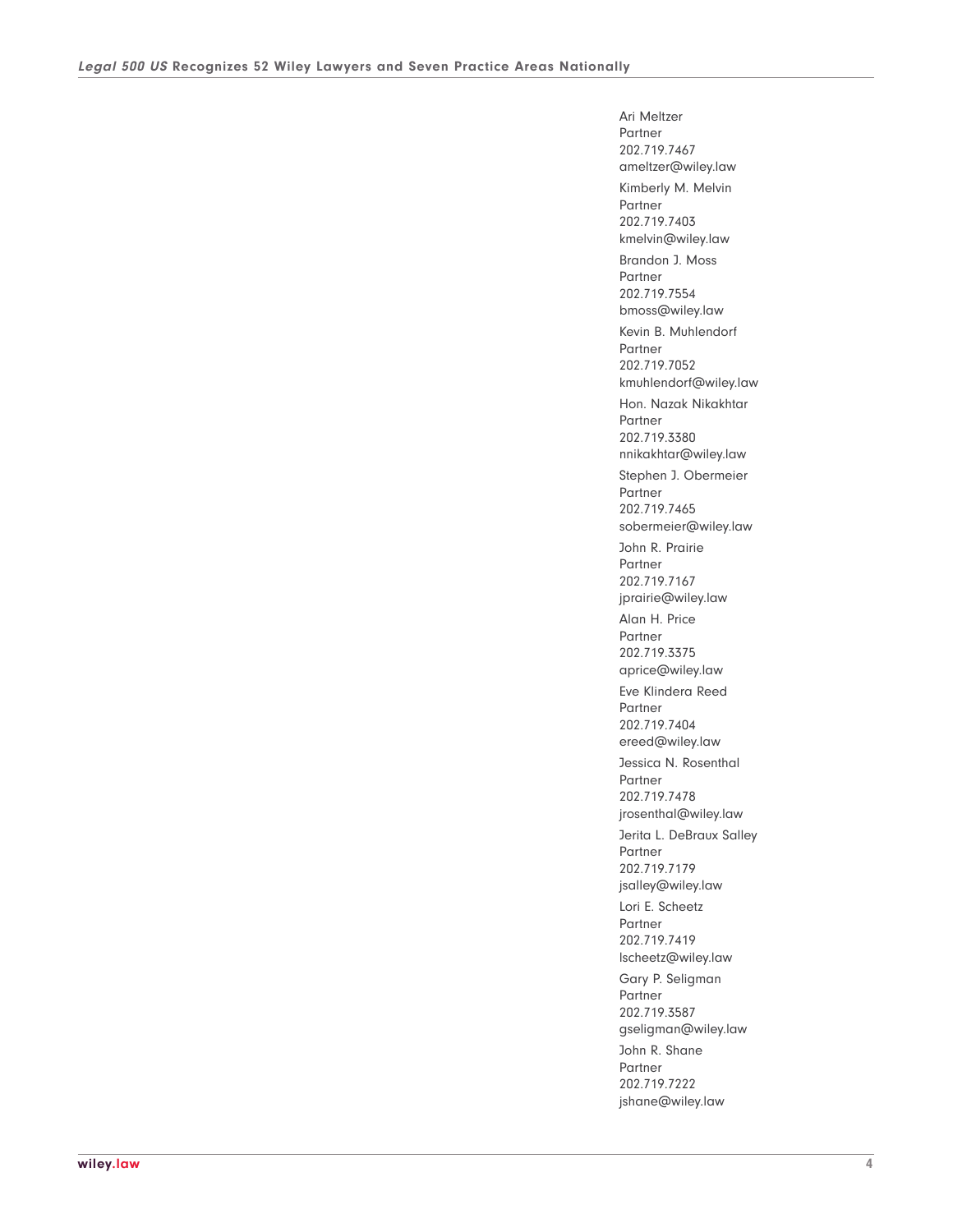Ari Meltzer
Partner
202.719.7467
ameltzer@wiley.law

Kimberly M. Melvin
Partner
202.719.7403
kmelvin@wiley.law

Brandon J. Moss
Partner
202.719.7554
bmoss@wiley.law

Kevin B. Muhlendorf
Partner
202.719.7052
kmuhlendorf@wiley.law

Hon. Nazak Nikakhtar
Partner
202.719.3380
nnikakhtar@wiley.law

Stephen J. Obermeier
Partner
202.719.7465
sobermeier@wiley.law

John R. Prairie
Partner
202.719.7167
jprairie@wiley.law

Alan H. Price
Partner
202.719.3375
aprice@wiley.law

Eve Klindera Reed
Partner
202.719.7404
ereed@wiley.law

Jessica N. Rosenthal
Partner
202.719.7478
jrosenthal@wiley.law

Jerita L. DeBraux Salley
Partner
202.719.7179
jsalley@wiley.law

Lori E. Scheetz
Partner
202.719.7419
lscheetz@wiley.law

Gary P. Seligman
Partner
202.719.3587
gseligman@wiley.law

John R. Shane
Partner
202.719.7222
jshane@wiley.law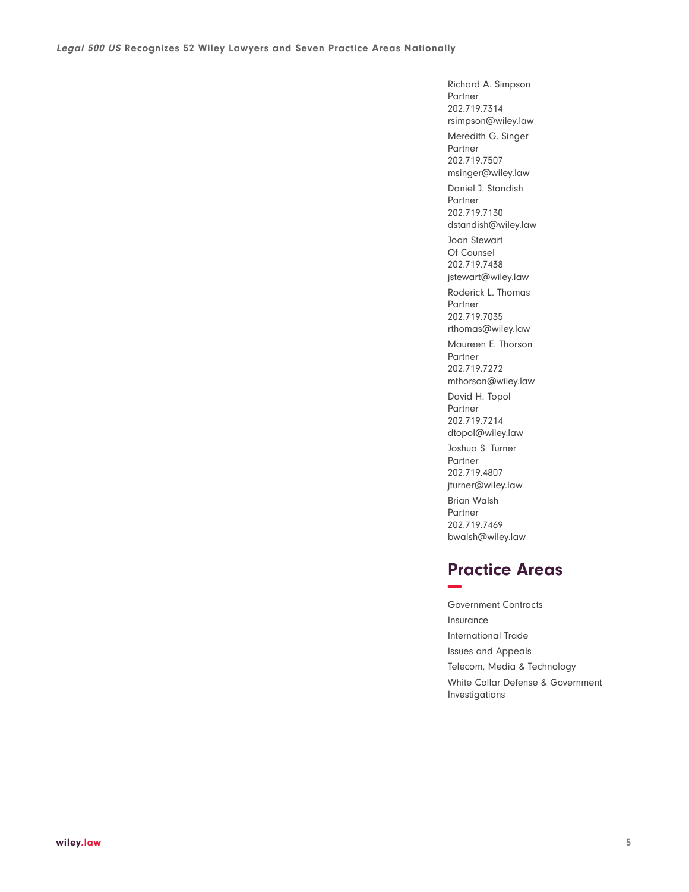Richard A. Simpson
Partner
202.719.7314
rsimpson@wiley.law

Meredith G. Singer
Partner
202.719.7507
msinger@wiley.law

Daniel J. Standish
Partner
202.719.7130
dstandish@wiley.law

Joan Stewart
Of Counsel
202.719.7438
jstewart@wiley.law

Roderick L. Thomas
Partner
202.719.7035
rthomas@wiley.law

Maureen E. Thorson
Partner
202.719.7272
mthorson@wiley.law

David H. Topol
Partner
202.719.7214
dtopol@wiley.law

Joshua S. Turner
Partner
202.719.4807
jturner@wiley.law

Brian Walsh
Partner
202.719.7469
bwalsh@wiley.law

## Practice Areas

Government Contracts

Insurance

International Trade

Issues and Appeals

Telecom, Media & Technology

White Collar Defense & Government Investigations